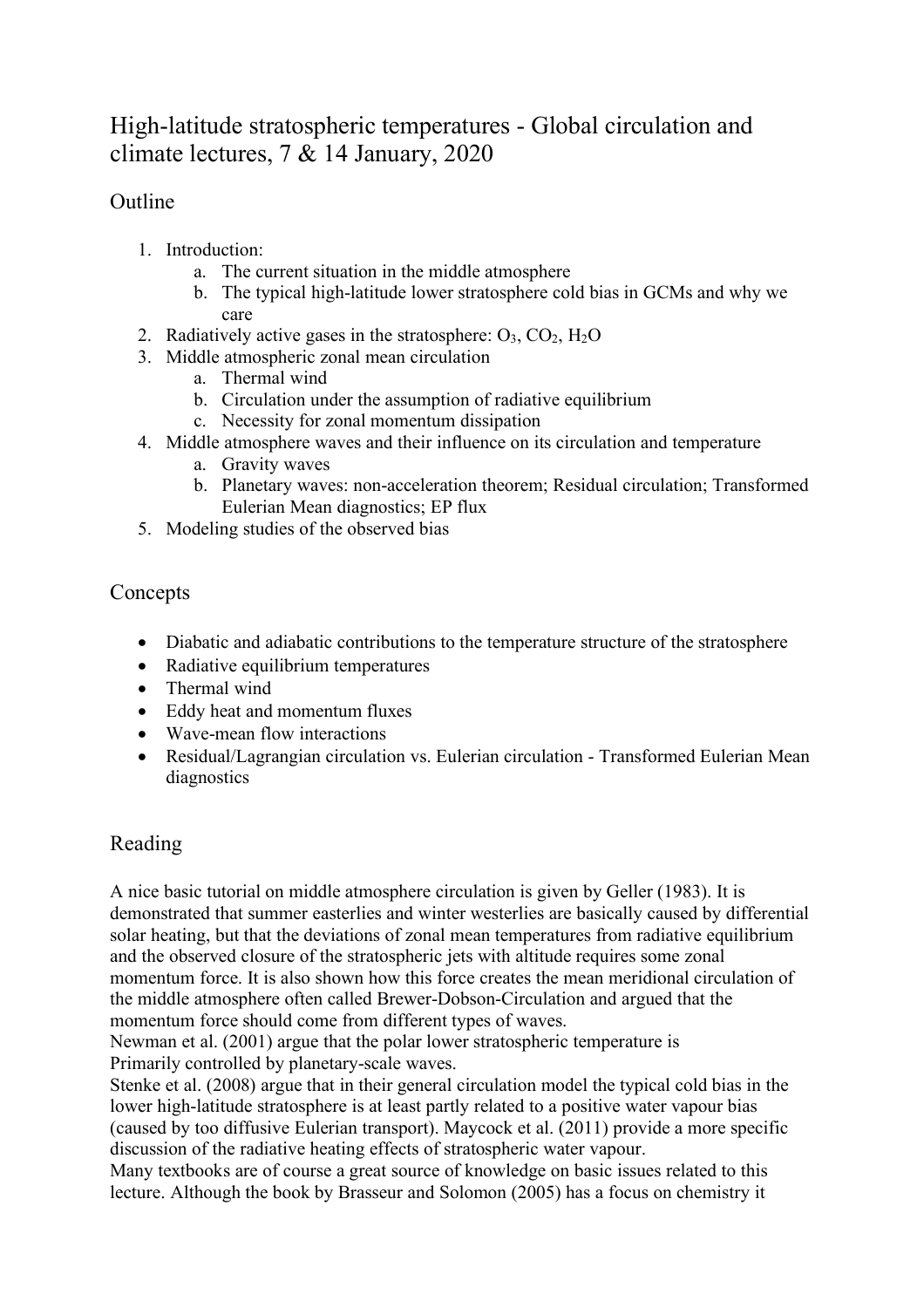# High-latitude stratospheric temperatures - Global circulation and climate lectures, 7 & 14 January, 2020

## Outline

1. Introduction:
   a. The current situation in the middle atmosphere
   b. The typical high-latitude lower stratosphere cold bias in GCMs and why we care
2. Radiatively active gases in the stratosphere: $O_3$, $CO_2$, $H_2O$
3. Middle atmospheric zonal mean circulation
   a. Thermal wind
   b. Circulation under the assumption of radiative equilibrium
   c. Necessity for zonal momentum dissipation
4. Middle atmosphere waves and their influence on its circulation and temperature
   a. Gravity waves
   b. Planetary waves: non-acceleration theorem; Residual circulation; Transformed Eulerian Mean diagnostics; EP flux
5. Modeling studies of the observed bias

## Concepts

- Diabatic and adiabatic contributions to the temperature structure of the stratosphere
- Radiative equilibrium temperatures
- Thermal wind
- Eddy heat and momentum fluxes
- Wave-mean flow interactions
- Residual/Lagrangian circulation vs. Eulerian circulation - Transformed Eulerian Mean diagnostics

## Reading

A nice basic tutorial on middle atmosphere circulation is given by Geller (1983). It is demonstrated that summer easterlies and winter westerlies are basically caused by differential solar heating, but that the deviations of zonal mean temperatures from radiative equilibrium and the observed closure of the stratospheric jets with altitude requires some zonal momentum force. It is also shown how this force creates the mean meridional circulation of the middle atmosphere often called Brewer-Dobson-Circulation and argued that the momentum force should come from different types of waves.
Newman et al. (2001) argue that the polar lower stratospheric temperature is
Primarily controlled by planetary-scale waves.
Stenke et al. (2008) argue that in their general circulation model the typical cold bias in the lower high-latitude stratosphere is at least partly related to a positive water vapour bias (caused by too diffusive Eulerian transport). Maycock et al. (2011) provide a more specific discussion of the radiative heating effects of stratospheric water vapour.
Many textbooks are of course a great source of knowledge on basic issues related to this lecture. Although the book by Brasseur and Solomon (2005) has a focus on chemistry it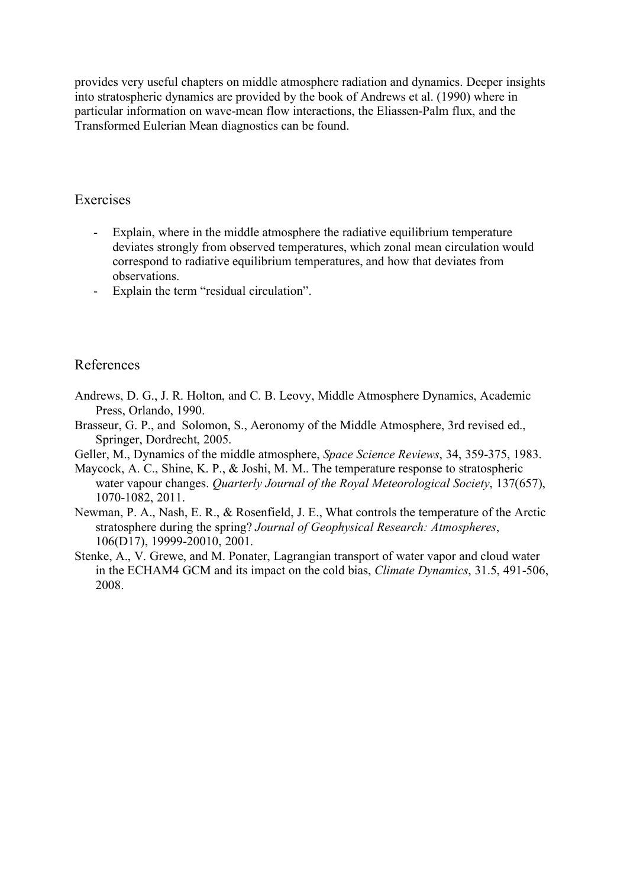provides very useful chapters on middle atmosphere radiation and dynamics. Deeper insights into stratospheric dynamics are provided by the book of Andrews et al. (1990) where in particular information on wave-mean flow interactions, the Eliassen-Palm flux, and the Transformed Eulerian Mean diagnostics can be found.

## Exercises

- Explain, where in the middle atmosphere the radiative equilibrium temperature deviates strongly from observed temperatures, which zonal mean circulation would correspond to radiative equilibrium temperatures, and how that deviates from observations.
- Explain the term "residual circulation".

## References

Andrews, D. G., J. R. Holton, and C. B. Leovy, Middle Atmosphere Dynamics, Academic Press, Orlando, 1990.

Brasseur, G. P., and Solomon, S., Aeronomy of the Middle Atmosphere, 3rd revised ed., Springer, Dordrecht, 2005.

Geller, M., Dynamics of the middle atmosphere, *Space Science Reviews*, 34, 359-375, 1983.

Maycock, A. C., Shine, K. P., & Joshi, M. M.. The temperature response to stratospheric water vapour changes. *Quarterly Journal of the Royal Meteorological Society*, 137(657), 1070-1082, 2011.

Newman, P. A., Nash, E. R., & Rosenfield, J. E., What controls the temperature of the Arctic stratosphere during the spring? *Journal of Geophysical Research: Atmospheres*, 106(D17), 19999-20010, 2001.

Stenke, A., V. Grewe, and M. Ponater, Lagrangian transport of water vapor and cloud water in the ECHAM4 GCM and its impact on the cold bias, *Climate Dynamics*, 31.5, 491-506, 2008.